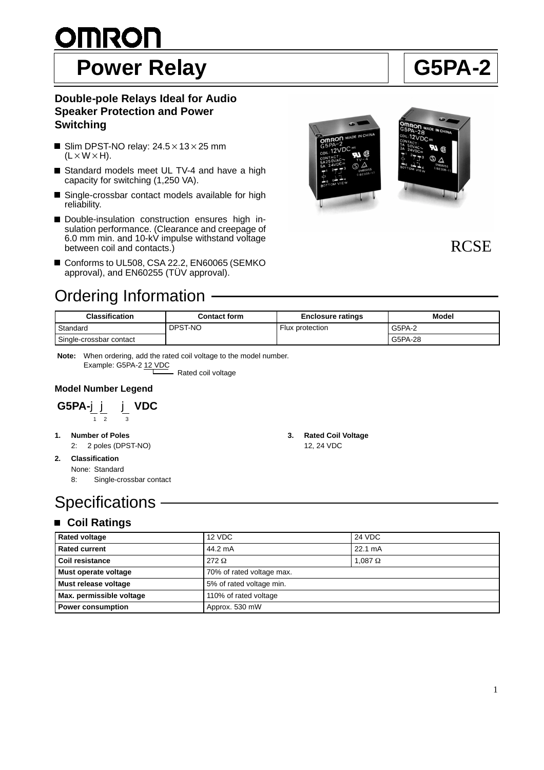# OMRON

# Power Relay — G5PA-2

### Double-pole Relays Ideal for Audio Speaker Protection and Power Switching

- Slim DPST-NO relay: 24.5 × 13 × 25 mm (L × W × H).
- Standard models meet UL TV-4 and have a high capacity for switching (1,250 VA).
- Single-crossbar contact models available for high reliability.
- Double-insulation construction ensures high insulation performance. (Clearance and creepage of 6.0 mm min. and 10-kV impulse withstand voltage between coil and contacts.)
- Conforms to UL508, CSA 22.2, EN60065 (SEMKO approval), and EN60255 (TÜV approval).

RCSE

## Ordering Information

| Classification | Contact form | Enclosure ratings | Model |
|---|---|---|---|
| Standard | DPST-NO | Flux protection | G5PA-2 |
| Single-crossbar contact | | | G5PA-28 |

**Note:** When ordering, add the rated coil voltage to the model number.
Example: G5PA-2 12 VDC
Rated coil voltage

### Model Number Legend

**G5PA-j j  j VDC**
1 2 3

1. **Number of Poles**
   2: 2 poles (DPST-NO)
2. **Classification**
   None: Standard
   8: Single-crossbar contact
3. **Rated Coil Voltage**
   12, 24 VDC

## Specifications

### Coil Ratings

| Rated voltage | 12 VDC | 24 VDC |
|---|---|---|
| **Rated current** | 44.2 mA | 22.1 mA |
| **Coil resistance** | 272 Ω | 1,087 Ω |
| **Must operate voltage** | 70% of rated voltage max. | |
| **Must release voltage** | 5% of rated voltage min. | |
| **Max. permissible voltage** | 110% of rated voltage | |
| **Power consumption** | Approx. 530 mW | |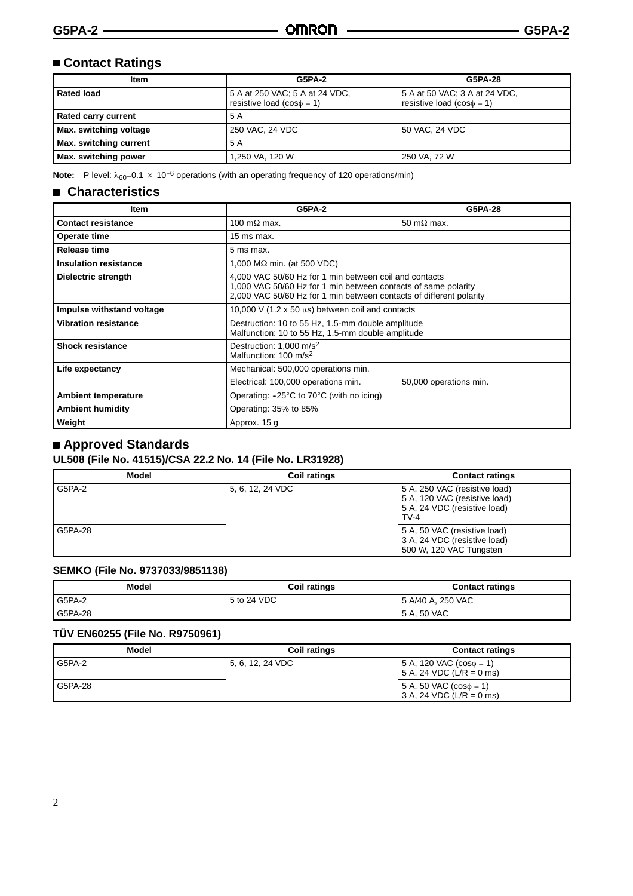## Contact Ratings

| Item | G5PA-2 | G5PA-28 |
|---|---|---|
| **Rated load** | 5 A at 250 VAC; 5 A at 24 VDC, resistive load ($\cos\phi = 1$) | 5 A at 50 VAC; 3 A at 24 VDC, resistive load ($\cos\phi = 1$) |
| **Rated carry current** | 5 A | |
| **Max. switching voltage** | 250 VAC, 24 VDC | 50 VAC, 24 VDC |
| **Max. switching current** | 5 A | |
| **Max. switching power** | 1,250 VA, 120 W | 250 VA, 72 W |

**Note:** P level: $\lambda_{60}$=0.1 $\times$ $10^{-6}$ operations (with an operating frequency of 120 operations/min)

## Characteristics

| Item | G5PA-2 | G5PA-28 |
|---|---|---|
| **Contact resistance** | 100 mΩ max. | 50 mΩ max. |
| **Operate time** | 15 ms max. | |
| **Release time** | 5 ms max. | |
| **Insulation resistance** | 1,000 MΩ min. (at 500 VDC) | |
| **Dielectric strength** | 4,000 VAC 50/60 Hz for 1 min between coil and contacts<br>1,000 VAC 50/60 Hz for 1 min between contacts of same polarity<br>2,000 VAC 50/60 Hz for 1 min between contacts of different polarity | |
| **Impulse withstand voltage** | 10,000 V (1.2 x 50 μs) between coil and contacts | |
| **Vibration resistance** | Destruction: 10 to 55 Hz, 1.5-mm double amplitude<br>Malfunction: 10 to 55 Hz, 1.5-mm double amplitude | |
| **Shock resistance** | Destruction: 1,000 $m/s^2$<br>Malfunction: 100 $m/s^2$ | |
| **Life expectancy** | Mechanical: 500,000 operations min. | |
| | Electrical: 100,000 operations min. | 50,000 operations min. |
| **Ambient temperature** | Operating: −25°C to 70°C (with no icing) | |
| **Ambient humidity** | Operating: 35% to 85% | |
| **Weight** | Approx. 15 g | |

## Approved Standards

### UL508 (File No. 41515)/CSA 22.2 No. 14 (File No. LR31928)

| Model | Coil ratings | Contact ratings |
|---|---|---|
| G5PA-2 | 5, 6, 12, 24 VDC | 5 A, 250 VAC (resistive load)<br>5 A, 120 VAC (resistive load)<br>5 A, 24 VDC (resistive load)<br>TV-4 |
| G5PA-28 | | 5 A, 50 VAC (resistive load)<br>3 A, 24 VDC (resistive load)<br>500 W, 120 VAC Tungsten |

### SEMKO (File No. 9737033/9851138)

| Model | Coil ratings | Contact ratings |
|---|---|---|
| G5PA-2 | 5 to 24 VDC | 5 A/40 A, 250 VAC |
| G5PA-28 | | 5 A, 50 VAC |

### TÜV EN60255 (File No. R9750961)

| Model | Coil ratings | Contact ratings |
|---|---|---|
| G5PA-2 | 5, 6, 12, 24 VDC | 5 A, 120 VAC ($\cos\phi = 1$)<br>5 A, 24 VDC (L/R = 0 ms) |
| G5PA-28 | | 5 A, 50 VAC ($\cos\phi = 1$)<br>3 A, 24 VDC (L/R = 0 ms) |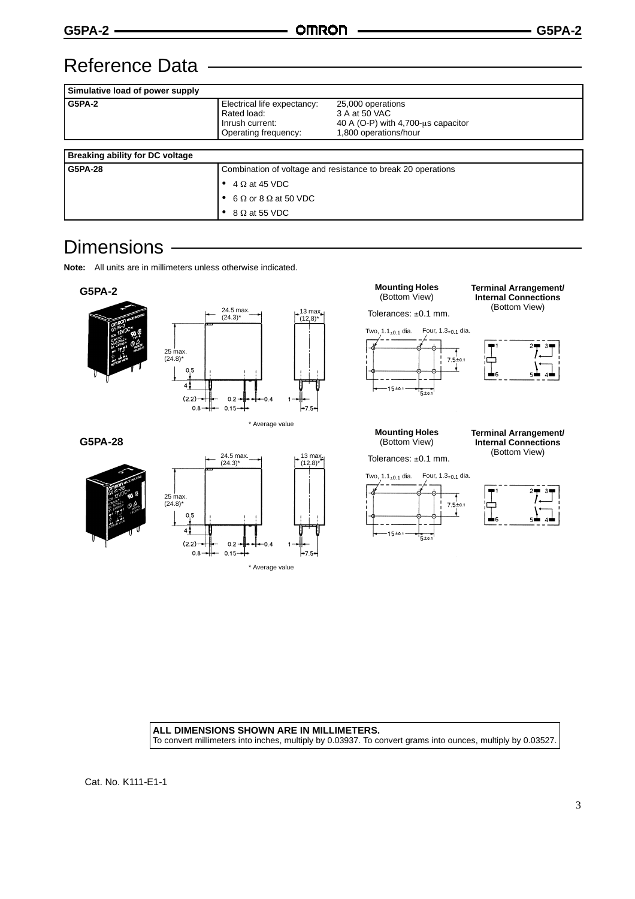# Reference Data

| Simulative load of power supply | | |
|---|---|---|
| G5PA-2 | Electrical life expectancy:<br>Rated load:<br>Inrush current:<br>Operating frequency: | 25,000 operations<br>3 A at 50 VAC<br>40 A (O-P) with 4,700-µs capacitor<br>1,800 operations/hour |

| Breaking ability for DC voltage | |
|---|---|
| G5PA-28 | Combination of voltage and resistance to break 20 operations<br>• 4 Ω at 45 VDC<br>• 6 Ω or 8 Ω at 50 VDC<br>• 8 Ω at 55 VDC |

# Dimensions

**Note:** All units are in millimeters unless otherwise indicated.

### G5PA-2

24.5 max. (24.3)*
13 max. (12.8)*
25 max. (24.8)*
0.5
4
(2.2)
0.8
0.2
0.15
0.4
1
7.5

\* Average value

**Mounting Holes** (Bottom View)

Tolerances: ±0.1 mm.

Two, $1.1_{\pm0.1}$ dia. Four, $1.3_{\pm0.1}$ dia.

$7.5_{\pm0.1}$

$15_{\pm0.1}$

$5_{\pm0.1}$

**Terminal Arrangement/ Internal Connections** (Bottom View)

1 2 3
6 5 4

### G5PA-28

24.5 max. (24.3)*
13 max. (12.8)*
25 max. (24.8)*
0.5
4
(2.2)
0.8
0.2
0.15
0.4
1
7.5

\* Average value

**Mounting Holes** (Bottom View)

Tolerances: ±0.1 mm.

Two, $1.1_{\pm0.1}$ dia. Four, $1.3_{\pm0.1}$ dia.

$7.5_{\pm0.1}$

$15_{\pm0.1}$

$5_{\pm0.1}$

**Terminal Arrangement/ Internal Connections** (Bottom View)

1 2 3
6 5 4

**ALL DIMENSIONS SHOWN ARE IN MILLIMETERS.**
To convert millimeters into inches, multiply by 0.03937. To convert grams into ounces, multiply by 0.03527.

Cat. No. K111-E1-1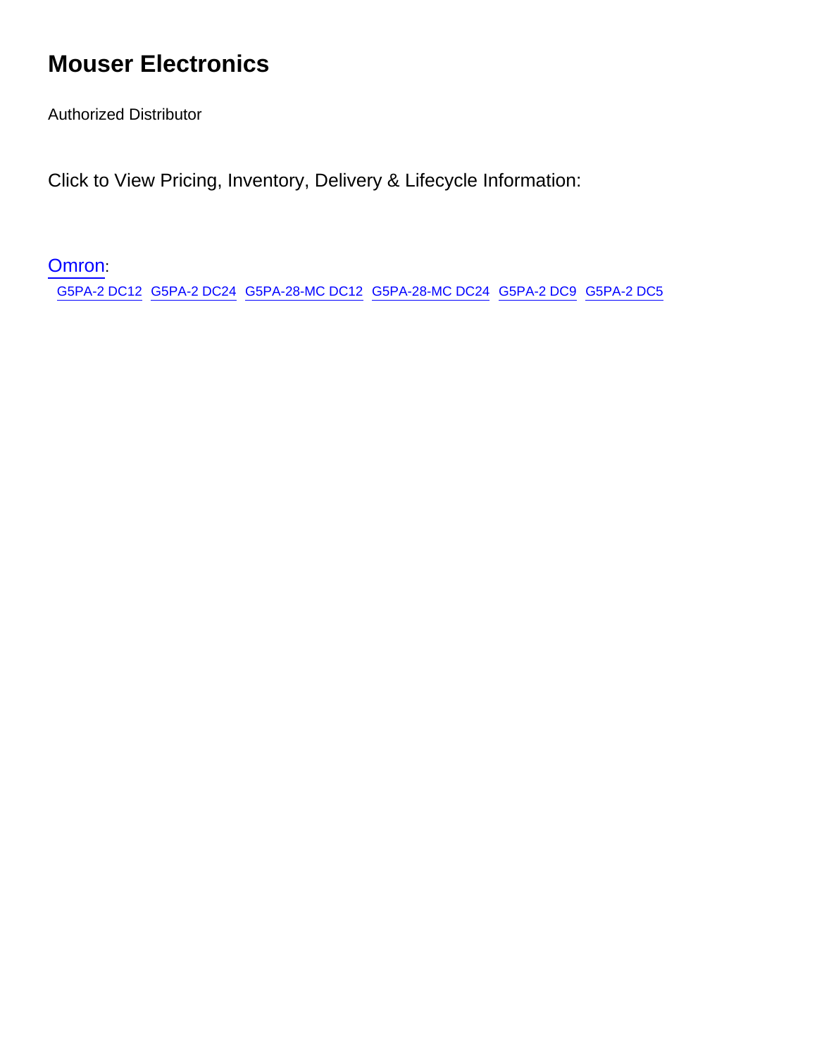# Mouser Electronics

Authorized Distributor

Click to View Pricing, Inventory, Delivery & Lifecycle Information:

Omron:

G5PA-2 DC12 G5PA-2 DC24 G5PA-28-MC DC12 G5PA-28-MC DC24 G5PA-2 DC9 G5PA-2 DC5